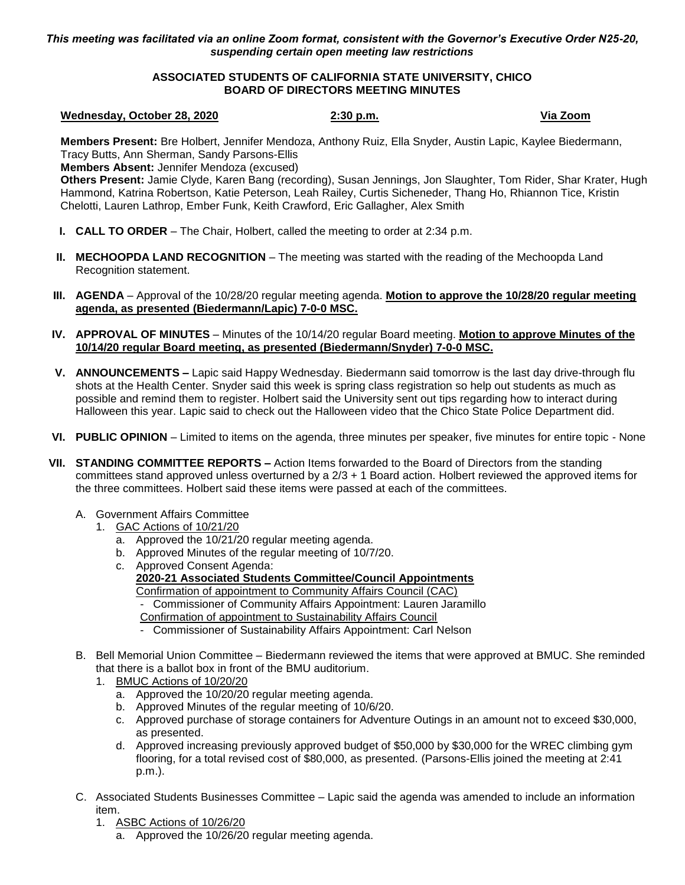*This meeting was facilitated via an online Zoom format, consistent with the Governor's Executive Order N25-20, suspending certain open meeting law restrictions*

**ASSOCIATED STUDENTS OF CALIFORNIA STATE UNIVERSITY, CHICO**
**BOARD OF DIRECTORS MEETING MINUTES**

**Wednesday, October 28, 2020** **2:30 p.m.** **Via Zoom**

**Members Present:** Bre Holbert, Jennifer Mendoza, Anthony Ruiz, Ella Snyder, Austin Lapic, Kaylee Biedermann, Tracy Butts, Ann Sherman, Sandy Parsons-Ellis
**Members Absent:** Jennifer Mendoza (excused)
**Others Present:** Jamie Clyde, Karen Bang (recording), Susan Jennings, Jon Slaughter, Tom Rider, Shar Krater, Hugh Hammond, Katrina Robertson, Katie Peterson, Leah Railey, Curtis Sicheneder, Thang Ho, Rhiannon Tice, Kristin Chelotti, Lauren Lathrop, Ember Funk, Keith Crawford, Eric Gallagher, Alex Smith

I. **CALL TO ORDER** – The Chair, Holbert, called the meeting to order at 2:34 p.m.

II. **MECHOOPDA LAND RECOGNITION** – The meeting was started with the reading of the Mechoopda Land Recognition statement.

III. **AGENDA** – Approval of the 10/28/20 regular meeting agenda. **Motion to approve the 10/28/20 regular meeting agenda, as presented (Biedermann/Lapic) 7-0-0 MSC.**

IV. **APPROVAL OF MINUTES** – Minutes of the 10/14/20 regular Board meeting. **Motion to approve Minutes of the 10/14/20 regular Board meeting, as presented (Biedermann/Snyder) 7-0-0 MSC.**

V. **ANNOUNCEMENTS –** Lapic said Happy Wednesday. Biedermann said tomorrow is the last day drive-through flu shots at the Health Center. Snyder said this week is spring class registration so help out students as much as possible and remind them to register. Holbert said the University sent out tips regarding how to interact during Halloween this year. Lapic said to check out the Halloween video that the Chico State Police Department did.

VI. **PUBLIC OPINION** – Limited to items on the agenda, three minutes per speaker, five minutes for entire topic - None

VII. **STANDING COMMITTEE REPORTS –** Action Items forwarded to the Board of Directors from the standing committees stand approved unless overturned by a 2/3 + 1 Board action. Holbert reviewed the approved items for the three committees. Holbert said these items were passed at each of the committees.

A. Government Affairs Committee
   1. GAC Actions of 10/21/20
      a. Approved the 10/21/20 regular meeting agenda.
      b. Approved Minutes of the regular meeting of 10/7/20.
      c. Approved Consent Agenda:
         **2020-21 Associated Students Committee/Council Appointments**
         Confirmation of appointment to Community Affairs Council (CAC)
         - Commissioner of Community Affairs Appointment: Lauren Jaramillo
         
         Confirmation of appointment to Sustainability Affairs Council
         - Commissioner of Sustainability Affairs Appointment: Carl Nelson

B. Bell Memorial Union Committee – Biedermann reviewed the items that were approved at BMUC. She reminded that there is a ballot box in front of the BMU auditorium.
   1. BMUC Actions of 10/20/20
      a. Approved the 10/20/20 regular meeting agenda.
      b. Approved Minutes of the regular meeting of 10/6/20.
      c. Approved purchase of storage containers for Adventure Outings in an amount not to exceed $30,000, as presented.
      d. Approved increasing previously approved budget of $50,000 by $30,000 for the WREC climbing gym flooring, for a total revised cost of $80,000, as presented. (Parsons-Ellis joined the meeting at 2:41 p.m.).

C. Associated Students Businesses Committee – Lapic said the agenda was amended to include an information item.
   1. ASBC Actions of 10/26/20
      a. Approved the 10/26/20 regular meeting agenda.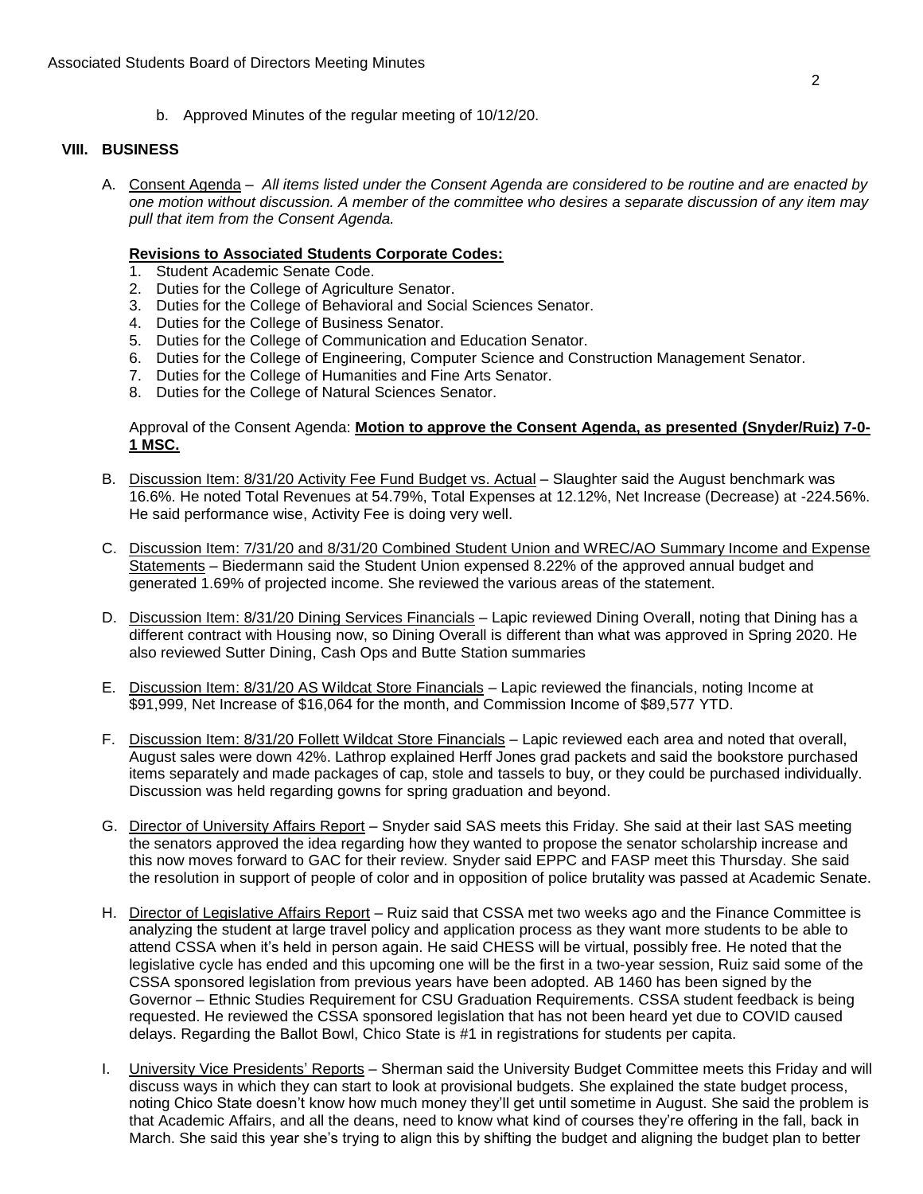b. Approved Minutes of the regular meeting of 10/12/20.

## VIII. BUSINESS

A. Consent Agenda – *All items listed under the Consent Agenda are considered to be routine and are enacted by one motion without discussion. A member of the committee who desires a separate discussion of any item may pull that item from the Consent Agenda.*

**Revisions to Associated Students Corporate Codes:**

1. Student Academic Senate Code.
2. Duties for the College of Agriculture Senator.
3. Duties for the College of Behavioral and Social Sciences Senator.
4. Duties for the College of Business Senator.
5. Duties for the College of Communication and Education Senator.
6. Duties for the College of Engineering, Computer Science and Construction Management Senator.
7. Duties for the College of Humanities and Fine Arts Senator.
8. Duties for the College of Natural Sciences Senator.

Approval of the Consent Agenda: **Motion to approve the Consent Agenda, as presented (Snyder/Ruiz) 7-0-1 MSC.**

B. Discussion Item: 8/31/20 Activity Fee Fund Budget vs. Actual – Slaughter said the August benchmark was 16.6%. He noted Total Revenues at 54.79%, Total Expenses at 12.12%, Net Increase (Decrease) at -224.56%. He said performance wise, Activity Fee is doing very well.

C. Discussion Item: 7/31/20 and 8/31/20 Combined Student Union and WREC/AO Summary Income and Expense Statements – Biedermann said the Student Union expensed 8.22% of the approved annual budget and generated 1.69% of projected income. She reviewed the various areas of the statement.

D. Discussion Item: 8/31/20 Dining Services Financials – Lapic reviewed Dining Overall, noting that Dining has a different contract with Housing now, so Dining Overall is different than what was approved in Spring 2020. He also reviewed Sutter Dining, Cash Ops and Butte Station summaries

E. Discussion Item: 8/31/20 AS Wildcat Store Financials – Lapic reviewed the financials, noting Income at $91,999, Net Increase of $16,064 for the month, and Commission Income of $89,577 YTD.

F. Discussion Item: 8/31/20 Follett Wildcat Store Financials – Lapic reviewed each area and noted that overall, August sales were down 42%. Lathrop explained Herff Jones grad packets and said the bookstore purchased items separately and made packages of cap, stole and tassels to buy, or they could be purchased individually. Discussion was held regarding gowns for spring graduation and beyond.

G. Director of University Affairs Report – Snyder said SAS meets this Friday. She said at their last SAS meeting the senators approved the idea regarding how they wanted to propose the senator scholarship increase and this now moves forward to GAC for their review. Snyder said EPPC and FASP meet this Thursday. She said the resolution in support of people of color and in opposition of police brutality was passed at Academic Senate.

H. Director of Legislative Affairs Report – Ruiz said that CSSA met two weeks ago and the Finance Committee is analyzing the student at large travel policy and application process as they want more students to be able to attend CSSA when it's held in person again. He said CHESS will be virtual, possibly free. He noted that the legislative cycle has ended and this upcoming one will be the first in a two-year session, Ruiz said some of the CSSA sponsored legislation from previous years have been adopted. AB 1460 has been signed by the Governor – Ethnic Studies Requirement for CSU Graduation Requirements. CSSA student feedback is being requested. He reviewed the CSSA sponsored legislation that has not been heard yet due to COVID caused delays. Regarding the Ballot Bowl, Chico State is #1 in registrations for students per capita.

I. University Vice Presidents' Reports – Sherman said the University Budget Committee meets this Friday and will discuss ways in which they can start to look at provisional budgets. She explained the state budget process, noting Chico State doesn't know how much money they'll get until sometime in August. She said the problem is that Academic Affairs, and all the deans, need to know what kind of courses they're offering in the fall, back in March. She said this year she's trying to align this by shifting the budget and aligning the budget plan to better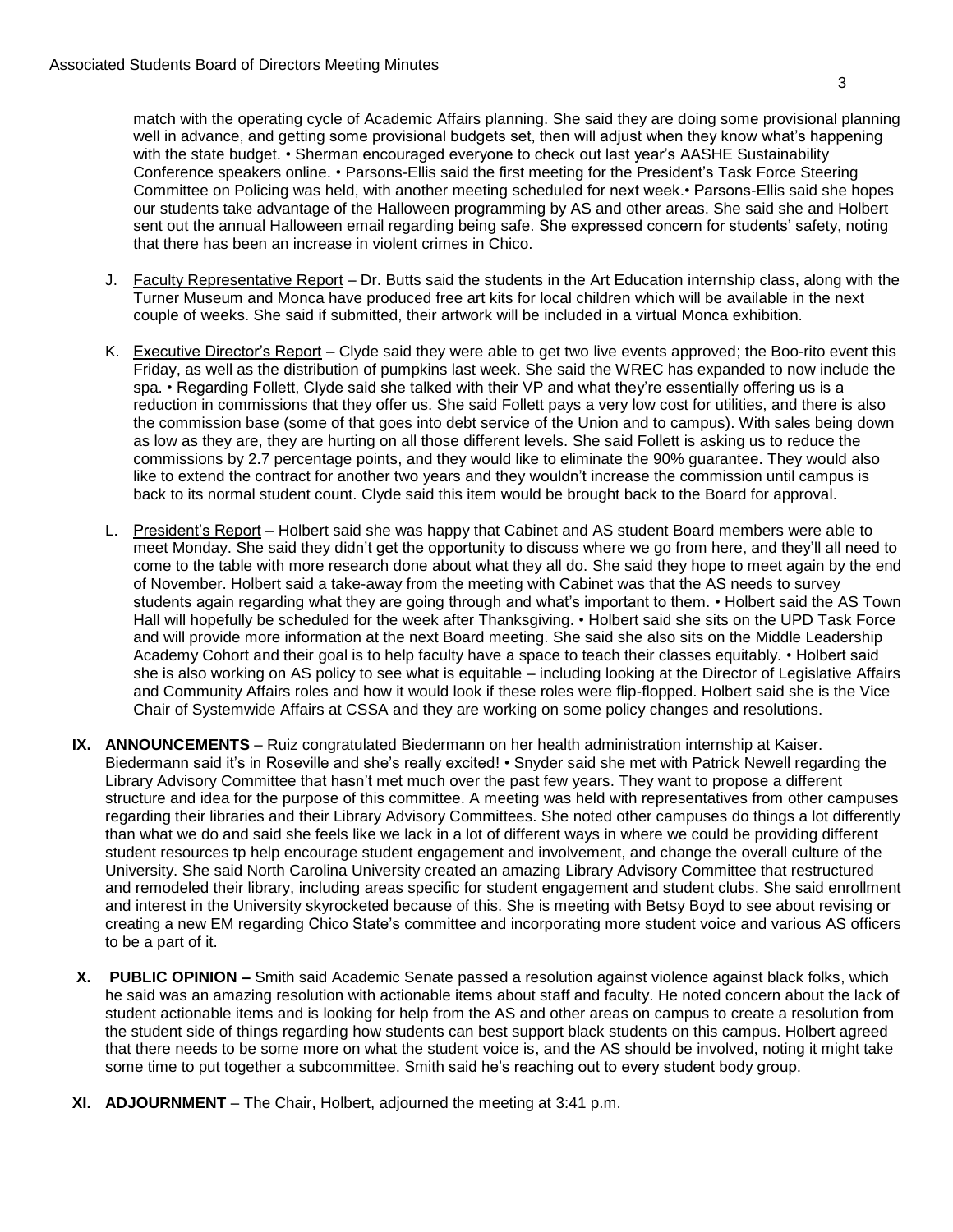match with the operating cycle of Academic Affairs planning. She said they are doing some provisional planning well in advance, and getting some provisional budgets set, then will adjust when they know what's happening with the state budget. • Sherman encouraged everyone to check out last year's AASHE Sustainability Conference speakers online. • Parsons-Ellis said the first meeting for the President's Task Force Steering Committee on Policing was held, with another meeting scheduled for next week.• Parsons-Ellis said she hopes our students take advantage of the Halloween programming by AS and other areas. She said she and Holbert sent out the annual Halloween email regarding being safe. She expressed concern for students' safety, noting that there has been an increase in violent crimes in Chico.

J. Faculty Representative Report – Dr. Butts said the students in the Art Education internship class, along with the Turner Museum and Monca have produced free art kits for local children which will be available in the next couple of weeks. She said if submitted, their artwork will be included in a virtual Monca exhibition.

K. Executive Director's Report – Clyde said they were able to get two live events approved; the Boo-rito event this Friday, as well as the distribution of pumpkins last week. She said the WREC has expanded to now include the spa. • Regarding Follett, Clyde said she talked with their VP and what they're essentially offering us is a reduction in commissions that they offer us. She said Follett pays a very low cost for utilities, and there is also the commission base (some of that goes into debt service of the Union and to campus). With sales being down as low as they are, they are hurting on all those different levels. She said Follett is asking us to reduce the commissions by 2.7 percentage points, and they would like to eliminate the 90% guarantee. They would also like to extend the contract for another two years and they wouldn't increase the commission until campus is back to its normal student count. Clyde said this item would be brought back to the Board for approval.

L. President's Report – Holbert said she was happy that Cabinet and AS student Board members were able to meet Monday. She said they didn't get the opportunity to discuss where we go from here, and they'll all need to come to the table with more research done about what they all do. She said they hope to meet again by the end of November. Holbert said a take-away from the meeting with Cabinet was that the AS needs to survey students again regarding what they are going through and what's important to them. • Holbert said the AS Town Hall will hopefully be scheduled for the week after Thanksgiving. • Holbert said she sits on the UPD Task Force and will provide more information at the next Board meeting. She said she also sits on the Middle Leadership Academy Cohort and their goal is to help faculty have a space to teach their classes equitably. • Holbert said she is also working on AS policy to see what is equitable – including looking at the Director of Legislative Affairs and Community Affairs roles and how it would look if these roles were flip-flopped. Holbert said she is the Vice Chair of Systemwide Affairs at CSSA and they are working on some policy changes and resolutions.

**IX. ANNOUNCEMENTS** – Ruiz congratulated Biedermann on her health administration internship at Kaiser. Biedermann said it's in Roseville and she's really excited! • Snyder said she met with Patrick Newell regarding the Library Advisory Committee that hasn't met much over the past few years. They want to propose a different structure and idea for the purpose of this committee. A meeting was held with representatives from other campuses regarding their libraries and their Library Advisory Committees. She noted other campuses do things a lot differently than what we do and said she feels like we lack in a lot of different ways in where we could be providing different student resources tp help encourage student engagement and involvement, and change the overall culture of the University. She said North Carolina University created an amazing Library Advisory Committee that restructured and remodeled their library, including areas specific for student engagement and student clubs. She said enrollment and interest in the University skyrocketed because of this. She is meeting with Betsy Boyd to see about revising or creating a new EM regarding Chico State's committee and incorporating more student voice and various AS officers to be a part of it.

**X. PUBLIC OPINION –** Smith said Academic Senate passed a resolution against violence against black folks, which he said was an amazing resolution with actionable items about staff and faculty. He noted concern about the lack of student actionable items and is looking for help from the AS and other areas on campus to create a resolution from the student side of things regarding how students can best support black students on this campus. Holbert agreed that there needs to be some more on what the student voice is, and the AS should be involved, noting it might take some time to put together a subcommittee. Smith said he's reaching out to every student body group.

**XI. ADJOURNMENT** – The Chair, Holbert, adjourned the meeting at 3:41 p.m.